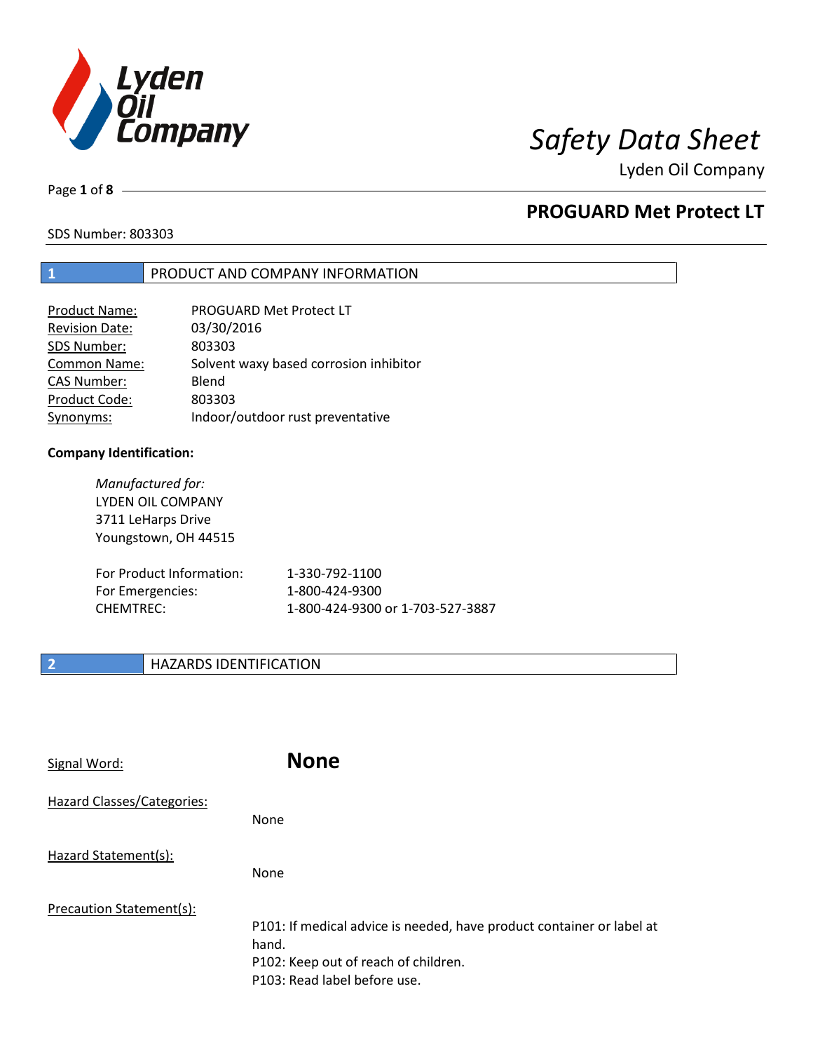# Safety Data Sheet

Lyden Oil Company

## PROGUARD Met Protect LT

SDS Number: 803303

## 1 PRODUCT AND COMPANY INFORMATION

| | |
|---|---|
| Product Name: | PROGUARD Met Protect LT |
| Revision Date: | 03/30/2016 |
| SDS Number: | 803303 |
| Common Name: | Solvent waxy based corrosion inhibitor |
| CAS Number: | Blend |
| Product Code: | 803303 |
| Synonyms: | Indoor/outdoor rust preventative |

**Company Identification:**

*Manufactured for:*
LYDEN OIL COMPANY
3711 LeHarps Drive
Youngstown, OH 44515

| | |
|---|---|
| For Product Information: | 1-330-792-1100 |
| For Emergencies: | 1-800-424-9300 |
| CHEMTREC: | 1-800-424-9300 or 1-703-527-3887 |

## 2 HAZARDS IDENTIFICATION

Signal Word: **None**

Hazard Classes/Categories:

None

Hazard Statement(s):

None

Precaution Statement(s):

P101: If medical advice is needed, have product container or label at hand.
P102: Keep out of reach of children.
P103: Read label before use.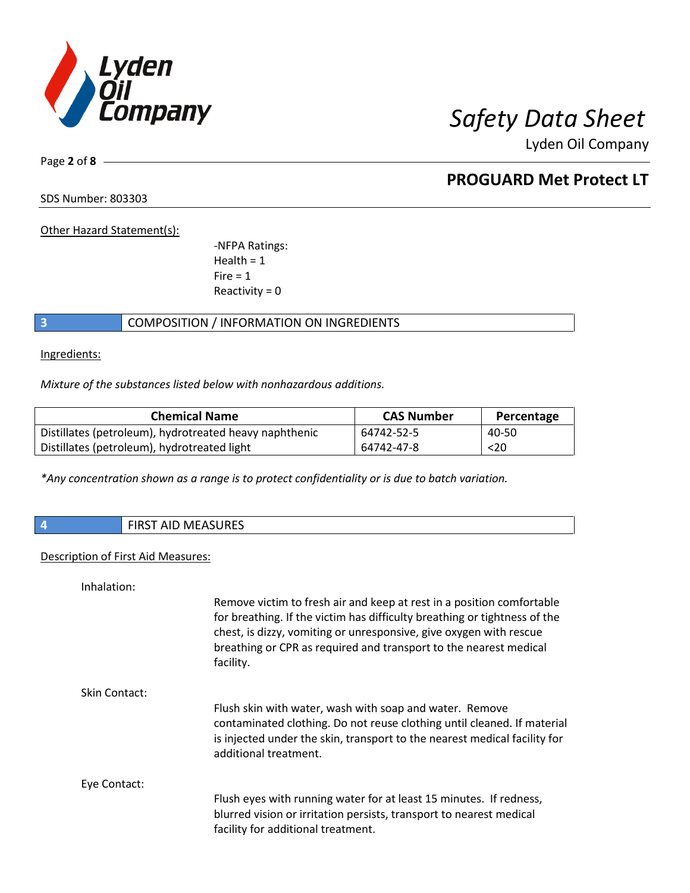Other Hazard Statement(s):

-NFPA Ratings:
Health = 1
Fire = 1
Reactivity = 0

## 3 COMPOSITION / INFORMATION ON INGREDIENTS

Ingredients:

*Mixture of the substances listed below with nonhazardous additions.*

| Chemical Name | CAS Number | Percentage |
|---|---|---|
| Distillates (petroleum), hydrotreated heavy naphthenic | 64742-52-5 | 40-50 |
| Distillates (petroleum), hydrotreated light | 64742-47-8 | <20 |

*\*Any concentration shown as a range is to protect confidentiality or is due to batch variation.*

## 4 FIRST AID MEASURES

Description of First Aid Measures:

Inhalation:

Remove victim to fresh air and keep at rest in a position comfortable for breathing. If the victim has difficulty breathing or tightness of the chest, is dizzy, vomiting or unresponsive, give oxygen with rescue breathing or CPR as required and transport to the nearest medical facility.

Skin Contact:

Flush skin with water, wash with soap and water. Remove contaminated clothing. Do not reuse clothing until cleaned. If material is injected under the skin, transport to the nearest medical facility for additional treatment.

Eye Contact:

Flush eyes with running water for at least 15 minutes. If redness, blurred vision or irritation persists, transport to nearest medical facility for additional treatment.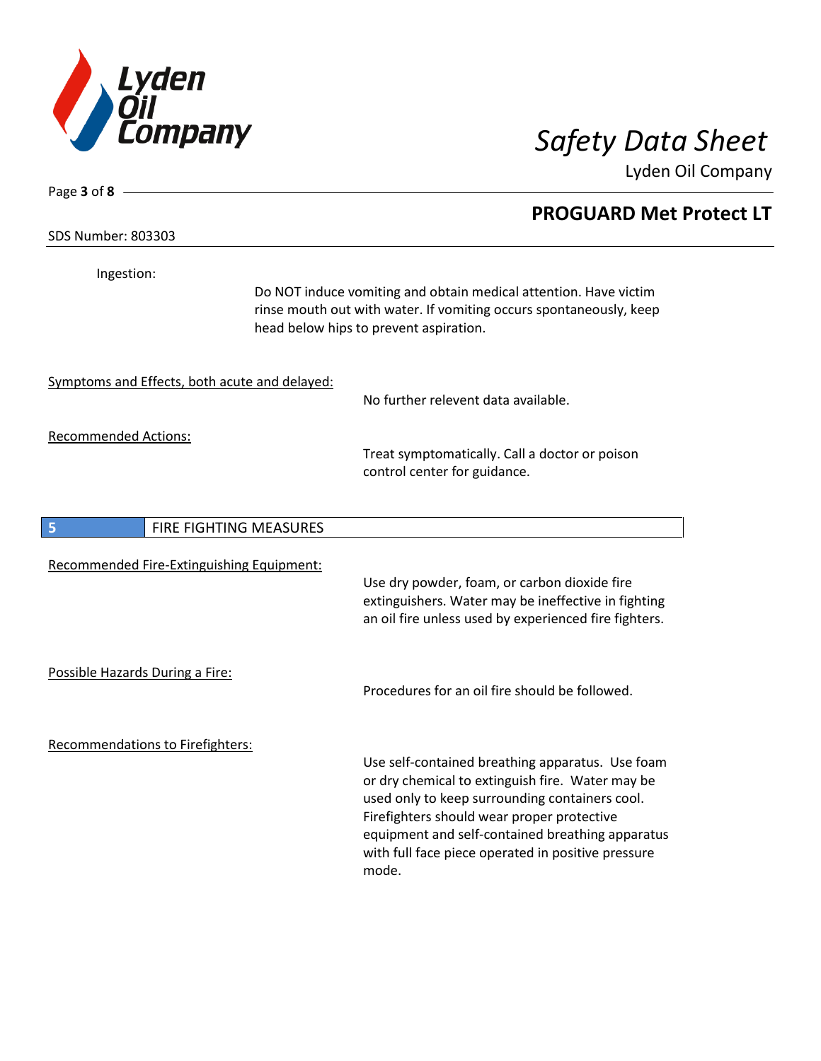Ingestion:

Do NOT induce vomiting and obtain medical attention. Have victim rinse mouth out with water. If vomiting occurs spontaneously, keep head below hips to prevent aspiration.

Symptoms and Effects, both acute and delayed:

No further relevent data available.

Recommended Actions:

Treat symptomatically. Call a doctor or poison control center for guidance.

## 5 FIRE FIGHTING MEASURES

Recommended Fire-Extinguishing Equipment:

Use dry powder, foam, or carbon dioxide fire extinguishers. Water may be ineffective in fighting an oil fire unless used by experienced fire fighters.

Possible Hazards During a Fire:

Procedures for an oil fire should be followed.

Recommendations to Firefighters:

Use self-contained breathing apparatus. Use foam or dry chemical to extinguish fire. Water may be used only to keep surrounding containers cool. Firefighters should wear proper protective equipment and self-contained breathing apparatus with full face piece operated in positive pressure mode.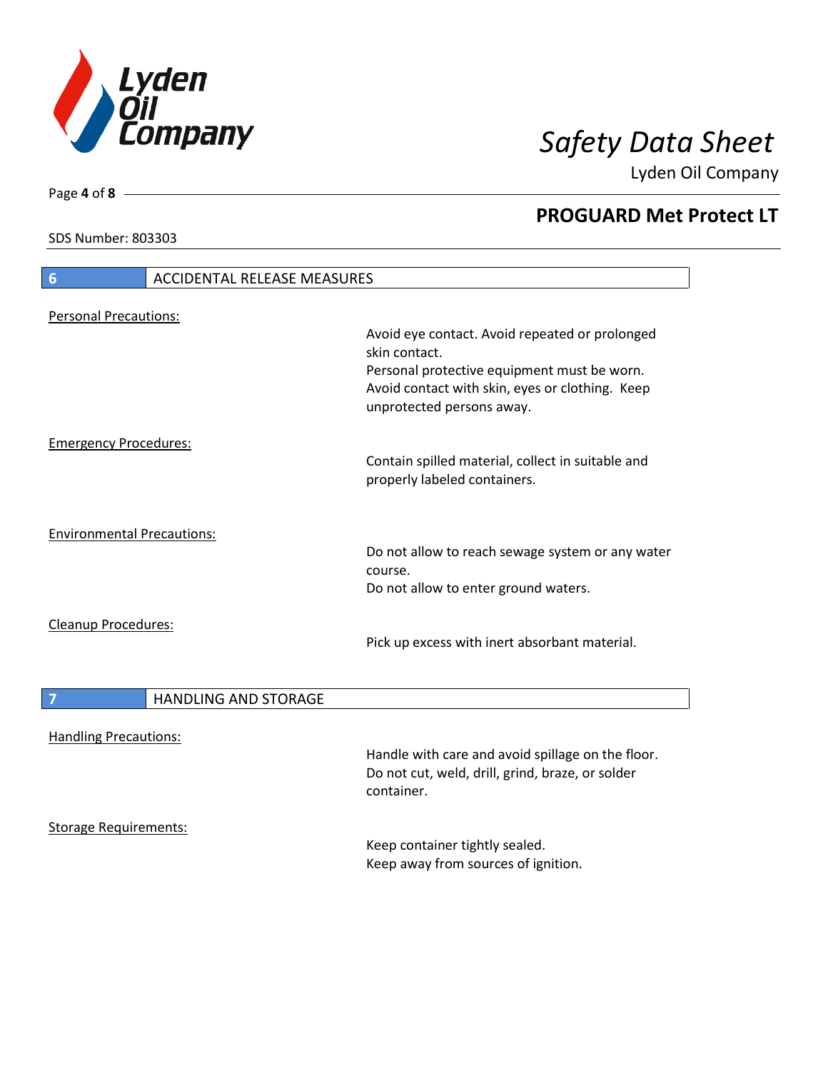## 6 ACCIDENTAL RELEASE MEASURES

Personal Precautions:

Avoid eye contact. Avoid repeated or prolonged skin contact.
Personal protective equipment must be worn.
Avoid contact with skin, eyes or clothing. Keep unprotected persons away.

Emergency Procedures:

Contain spilled material, collect in suitable and properly labeled containers.

Environmental Precautions:

Do not allow to reach sewage system or any water course.
Do not allow to enter ground waters.

Cleanup Procedures:

Pick up excess with inert absorbant material.

## 7 HANDLING AND STORAGE

Handling Precautions:

Handle with care and avoid spillage on the floor.
Do not cut, weld, drill, grind, braze, or solder container.

Storage Requirements:

Keep container tightly sealed.
Keep away from sources of ignition.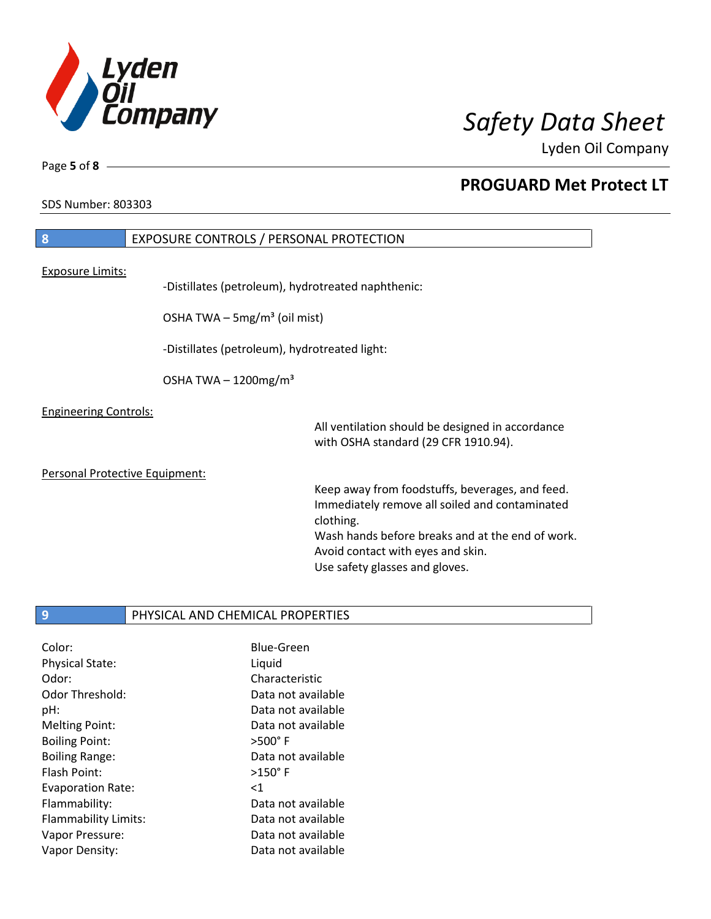## 8 EXPOSURE CONTROLS / PERSONAL PROTECTION

Exposure Limits:

-Distillates (petroleum), hydrotreated naphthenic:

OSHA TWA – 5mg/m³ (oil mist)

-Distillates (petroleum), hydrotreated light:

OSHA TWA – 1200mg/m³

Engineering Controls:

All ventilation should be designed in accordance with OSHA standard (29 CFR 1910.94).

Personal Protective Equipment:

Keep away from foodstuffs, beverages, and feed.
Immediately remove all soiled and contaminated clothing.
Wash hands before breaks and at the end of work.
Avoid contact with eyes and skin.
Use safety glasses and gloves.

## 9 PHYSICAL AND CHEMICAL PROPERTIES

| | |
|---|---|
| Color: | Blue-Green |
| Physical State: | Liquid |
| Odor: | Characteristic |
| Odor Threshold: | Data not available |
| pH: | Data not available |
| Melting Point: | Data not available |
| Boiling Point: | >500° F |
| Boiling Range: | Data not available |
| Flash Point: | >150° F |
| Evaporation Rate: | <1 |
| Flammability: | Data not available |
| Flammability Limits: | Data not available |
| Vapor Pressure: | Data not available |
| Vapor Density: | Data not available |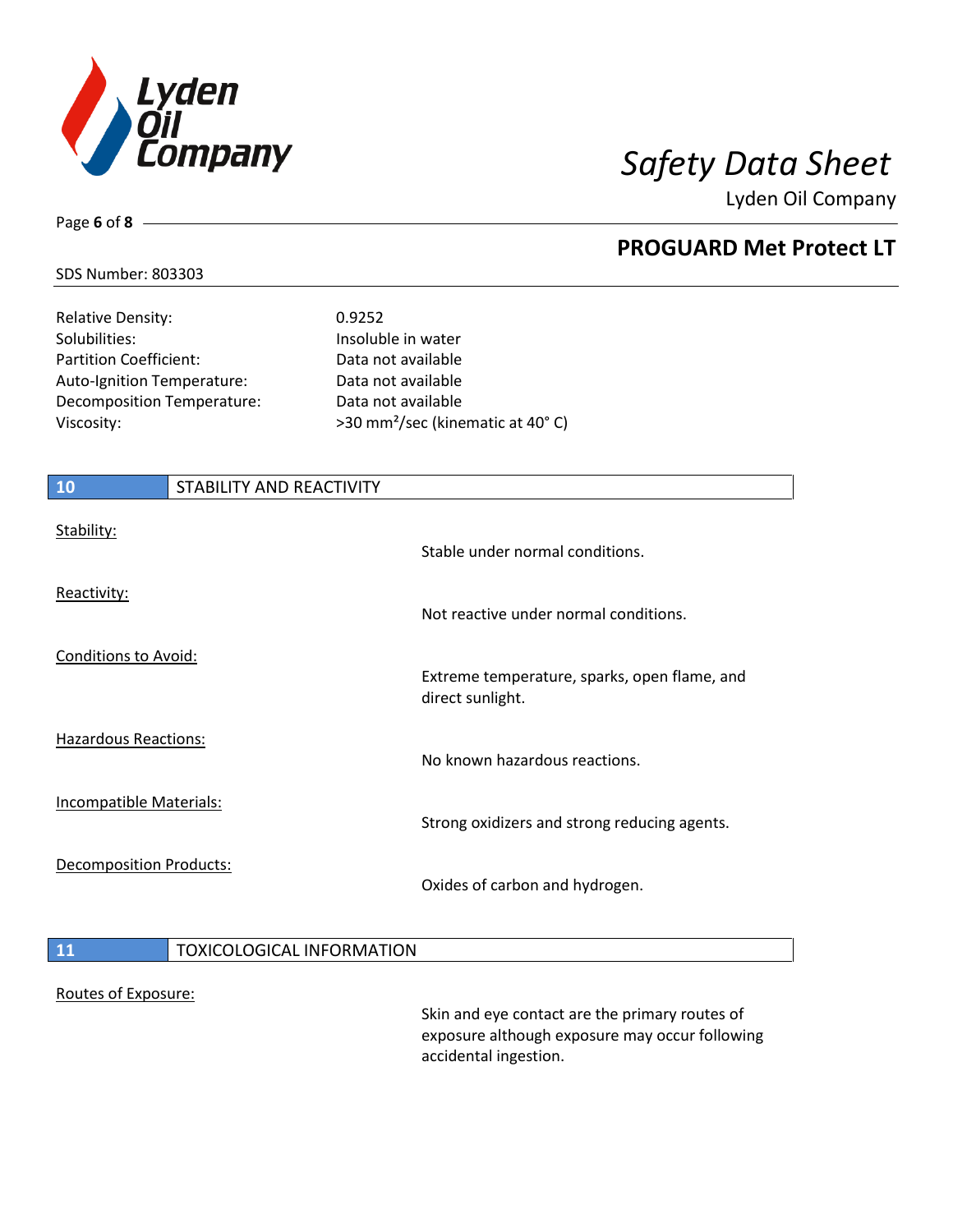| | |
|---|---|
| Relative Density: | 0.9252 |
| Solubilities: | Insoluble in water |
| Partition Coefficient: | Data not available |
| Auto-Ignition Temperature: | Data not available |
| Decomposition Temperature: | Data not available |
| Viscosity: | >30 $mm^2$/sec (kinematic at 40° C) |

## 10 STABILITY AND REACTIVITY

**Stability:**

Stable under normal conditions.

**Reactivity:**

Not reactive under normal conditions.

**Conditions to Avoid:**

Extreme temperature, sparks, open flame, and direct sunlight.

**Hazardous Reactions:**

No known hazardous reactions.

**Incompatible Materials:**

Strong oxidizers and strong reducing agents.

**Decomposition Products:**

Oxides of carbon and hydrogen.

## 11 TOXICOLOGICAL INFORMATION

**Routes of Exposure:**

Skin and eye contact are the primary routes of exposure although exposure may occur following accidental ingestion.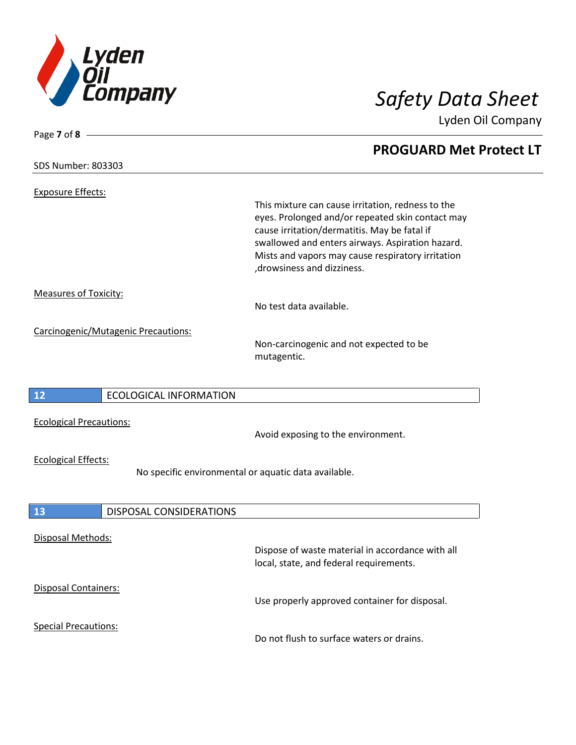Exposure Effects:

This mixture can cause irritation, redness to the eyes. Prolonged and/or repeated skin contact may cause irritation/dermatitis. May be fatal if swallowed and enters airways. Aspiration hazard. Mists and vapors may cause respiratory irritation ,drowsiness and dizziness.

Measures of Toxicity:

No test data available.

Carcinogenic/Mutagenic Precautions:

Non-carcinogenic and not expected to be mutagentic.

## 12 ECOLOGICAL INFORMATION

Ecological Precautions:

Avoid exposing to the environment.

Ecological Effects:

No specific environmental or aquatic data available.

## 13 DISPOSAL CONSIDERATIONS

Disposal Methods:

Dispose of waste material in accordance with all local, state, and federal requirements.

Disposal Containers:

Use properly approved container for disposal.

Special Precautions:

Do not flush to surface waters or drains.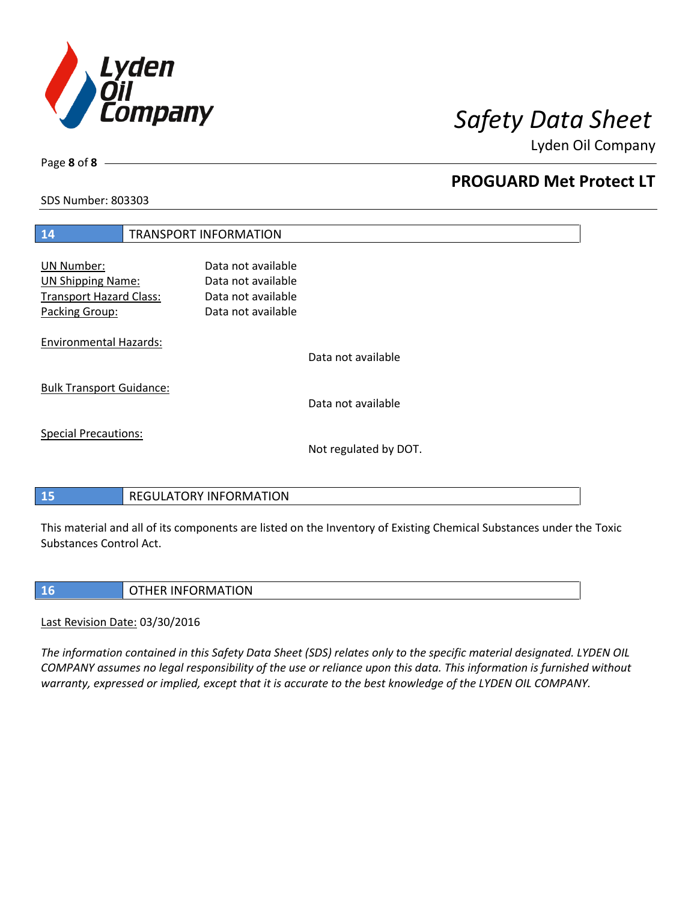## 14 TRANSPORT INFORMATION

| | |
|---|---|
| UN Number: | Data not available |
| UN Shipping Name: | Data not available |
| Transport Hazard Class: | Data not available |
| Packing Group: | Data not available |

Environmental Hazards:

Data not available

Bulk Transport Guidance:

Data not available

Special Precautions:

Not regulated by DOT.

## 15 REGULATORY INFORMATION

This material and all of its components are listed on the Inventory of Existing Chemical Substances under the Toxic Substances Control Act.

## 16 OTHER INFORMATION

Last Revision Date: 03/30/2016

*The information contained in this Safety Data Sheet (SDS) relates only to the specific material designated. LYDEN OIL COMPANY assumes no legal responsibility of the use or reliance upon this data. This information is furnished without warranty, expressed or implied, except that it is accurate to the best knowledge of the LYDEN OIL COMPANY.*